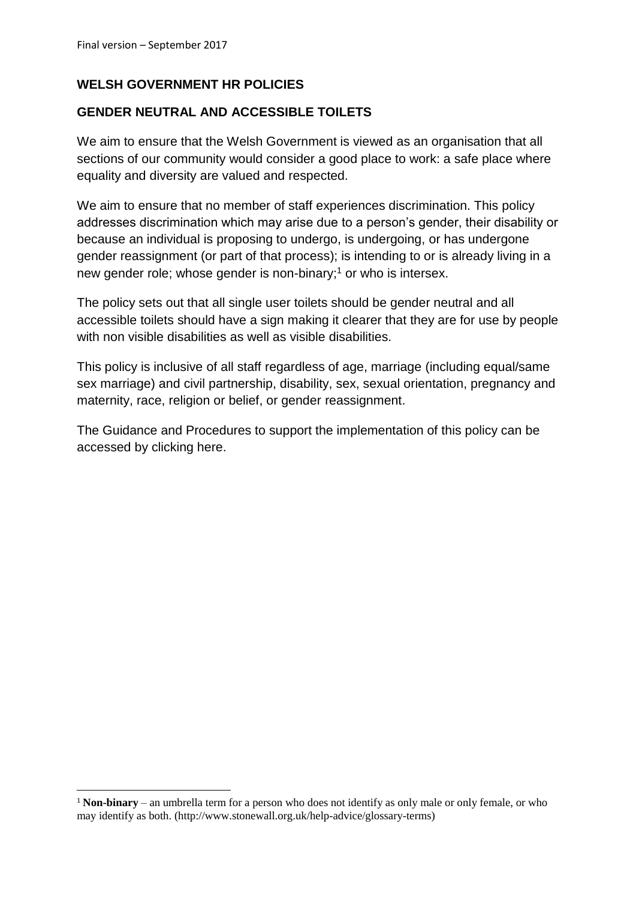Final version – September 2017

## WELSH GOVERNMENT HR POLICIES

## GENDER NEUTRAL AND ACCESSIBLE TOILETS

We aim to ensure that the Welsh Government is viewed as an organisation that all sections of our community would consider a good place to work: a safe place where equality and diversity are valued and respected.

We aim to ensure that no member of staff experiences discrimination. This policy addresses discrimination which may arise due to a person's gender, their disability or because an individual is proposing to undergo, is undergoing, or has undergone gender reassignment (or part of that process); is intending to or is already living in a new gender role; whose gender is non-binary;[1] or who is intersex.

The policy sets out that all single user toilets should be gender neutral and all accessible toilets should have a sign making it clearer that they are for use by people with non visible disabilities as well as visible disabilities.

This policy is inclusive of all staff regardless of age, marriage (including equal/same sex marriage) and civil partnership, disability, sex, sexual orientation, pregnancy and maternity, race, religion or belief, or gender reassignment.

The Guidance and Procedures to support the implementation of this policy can be accessed by clicking here.

---

[1] **Non-binary** – an umbrella term for a person who does not identify as only male or only female, or who may identify as both. (http://www.stonewall.org.uk/help-advice/glossary-terms)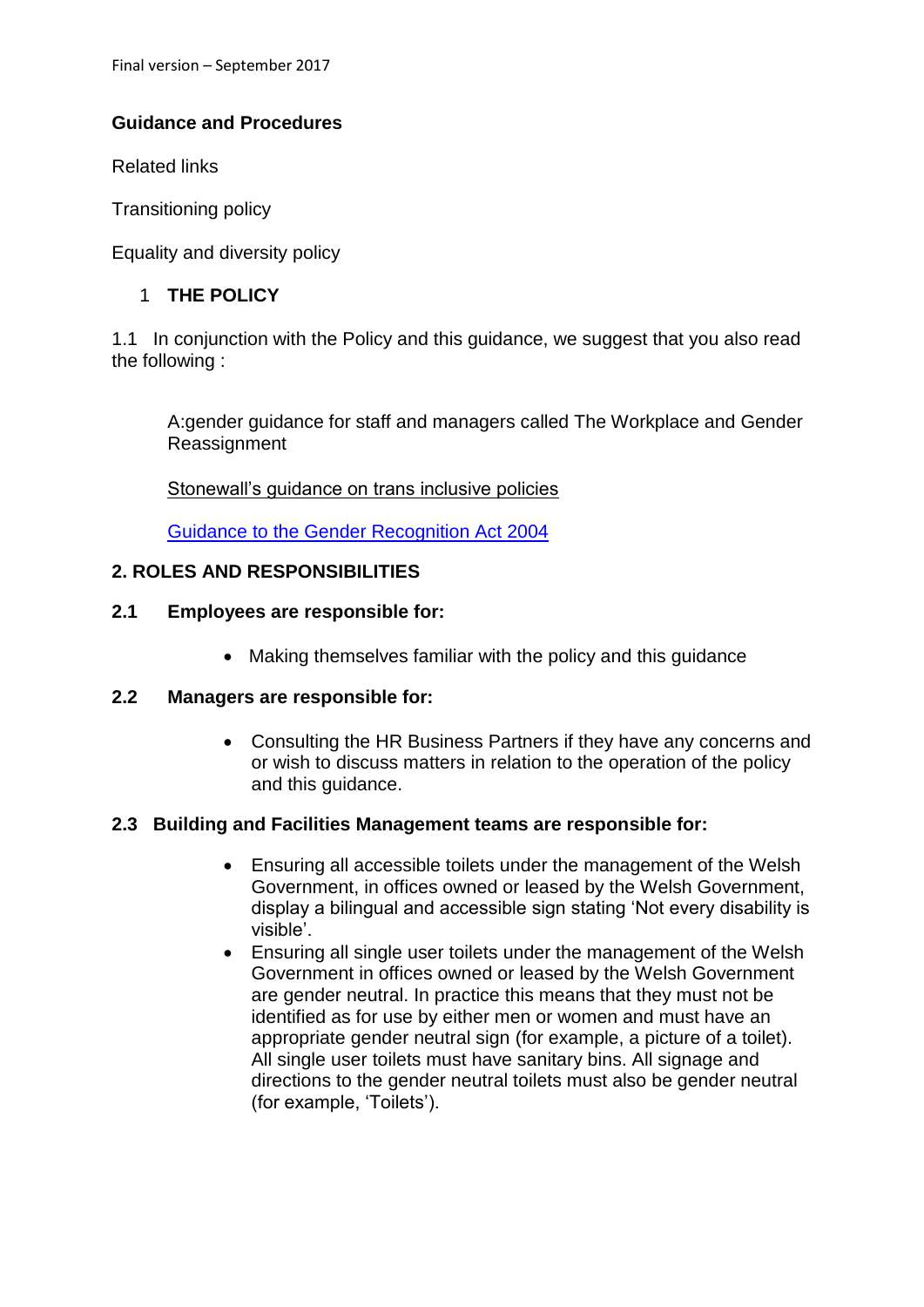Final version – September 2017

**Guidance and Procedures**

Related links

Transitioning policy

Equality and diversity policy

## 1 THE POLICY

1.1 In conjunction with the Policy and this guidance, we suggest that you also read the following :

> A:gender guidance for staff and managers called The Workplace and Gender Reassignment
>
> Stonewall's guidance on trans inclusive policies
>
> Guidance to the Gender Recognition Act 2004

## 2. ROLES AND RESPONSIBILITIES

### 2.1 Employees are responsible for:

- Making themselves familiar with the policy and this guidance

### 2.2 Managers are responsible for:

- Consulting the HR Business Partners if they have any concerns and or wish to discuss matters in relation to the operation of the policy and this guidance.

### 2.3 Building and Facilities Management teams are responsible for:

- Ensuring all accessible toilets under the management of the Welsh Government, in offices owned or leased by the Welsh Government, display a bilingual and accessible sign stating 'Not every disability is visible'.
- Ensuring all single user toilets under the management of the Welsh Government in offices owned or leased by the Welsh Government are gender neutral. In practice this means that they must not be identified as for use by either men or women and must have an appropriate gender neutral sign (for example, a picture of a toilet). All single user toilets must have sanitary bins. All signage and directions to the gender neutral toilets must also be gender neutral (for example, 'Toilets').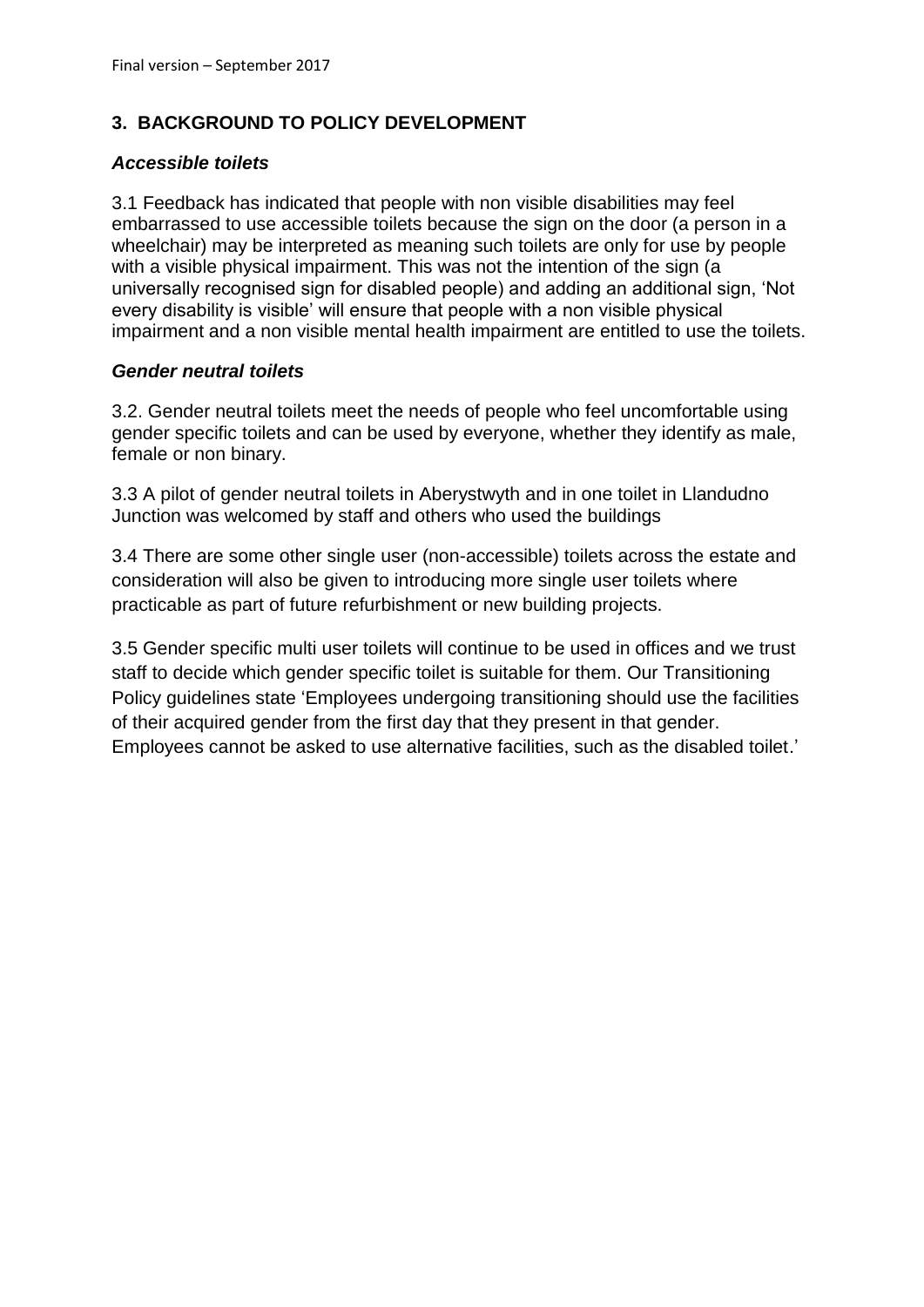## 3. BACKGROUND TO POLICY DEVELOPMENT

### *Accessible toilets*

3.1 Feedback has indicated that people with non visible disabilities may feel embarrassed to use accessible toilets because the sign on the door (a person in a wheelchair) may be interpreted as meaning such toilets are only for use by people with a visible physical impairment. This was not the intention of the sign (a universally recognised sign for disabled people) and adding an additional sign, 'Not every disability is visible' will ensure that people with a non visible physical impairment and a non visible mental health impairment are entitled to use the toilets.

### *Gender neutral toilets*

3.2. Gender neutral toilets meet the needs of people who feel uncomfortable using gender specific toilets and can be used by everyone, whether they identify as male, female or non binary.

3.3 A pilot of gender neutral toilets in Aberystwyth and in one toilet in Llandudno Junction was welcomed by staff and others who used the buildings

3.4 There are some other single user (non-accessible) toilets across the estate and consideration will also be given to introducing more single user toilets where practicable as part of future refurbishment or new building projects.

3.5 Gender specific multi user toilets will continue to be used in offices and we trust staff to decide which gender specific toilet is suitable for them. Our Transitioning Policy guidelines state 'Employees undergoing transitioning should use the facilities of their acquired gender from the first day that they present in that gender. Employees cannot be asked to use alternative facilities, such as the disabled toilet.'